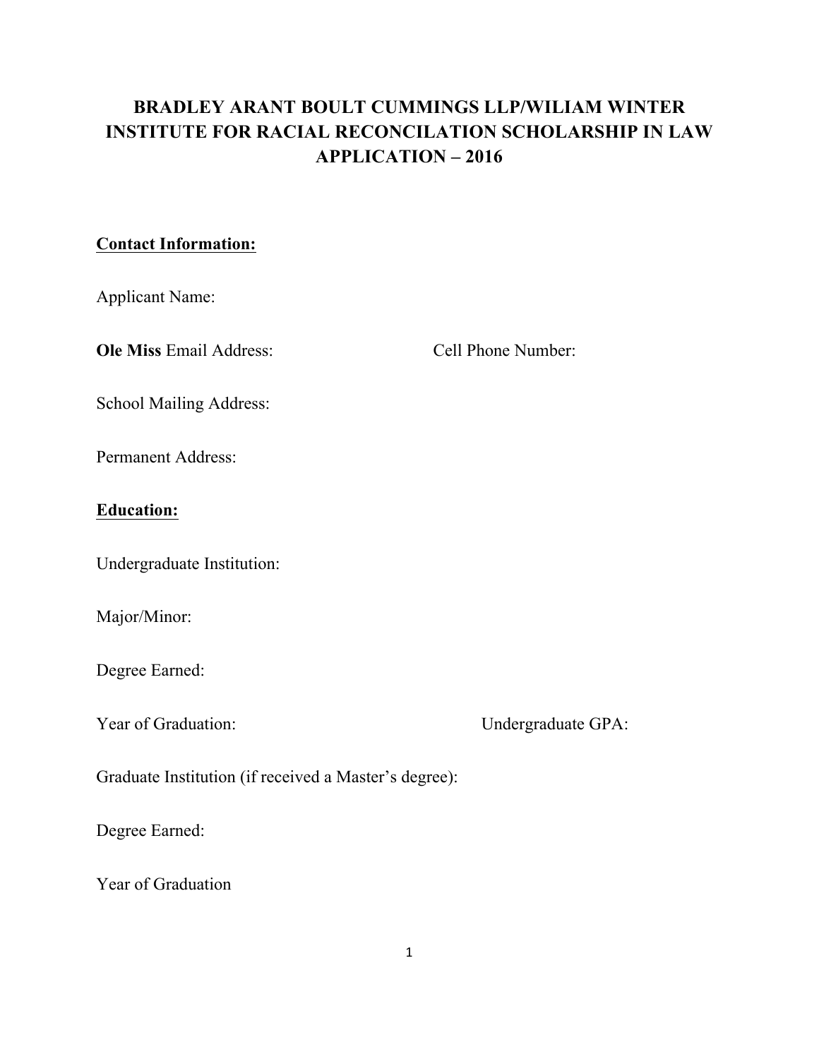# BRADLEY ARANT BOULT CUMMINGS LLP/WILIAM WINTER INSTITUTE FOR RACIAL RECONCILATION SCHOLARSHIP IN LAW APPLICATION – 2016

**Contact Information:**

Applicant Name:

**Ole Miss** Email Address: Cell Phone Number:

School Mailing Address:

Permanent Address:

**Education:**

Undergraduate Institution:

Major/Minor:

Degree Earned:

Year of Graduation: Undergraduate GPA:

Graduate Institution (if received a Master's degree):

Degree Earned:

Year of Graduation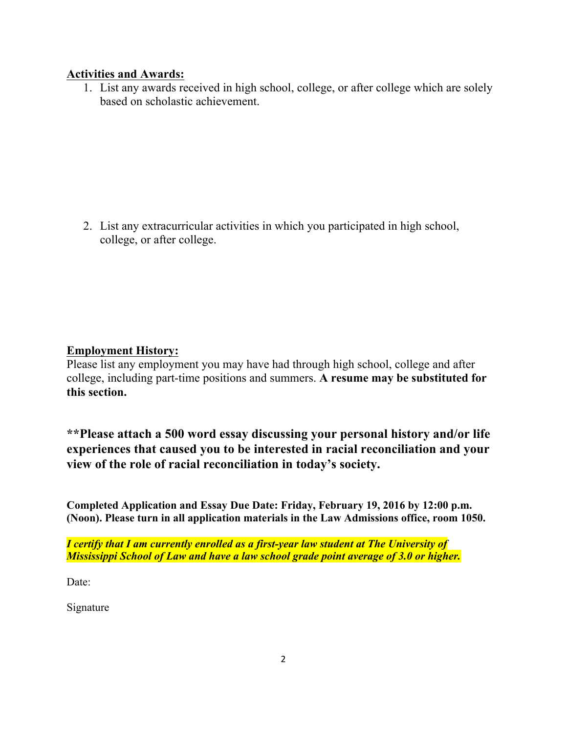**Activities and Awards:**

1. List any awards received in high school, college, or after college which are solely based on scholastic achievement.

2. List any extracurricular activities in which you participated in high school, college, or after college.

**Employment History:**

Please list any employment you may have had through high school, college and after college, including part-time positions and summers. **A resume may be substituted for this section.**

**\*\*Please attach a 500 word essay discussing your personal history and/or life experiences that caused you to be interested in racial reconciliation and your view of the role of racial reconciliation in today's society.**

**Completed Application and Essay Due Date: Friday, February 19, 2016 by 12:00 p.m. (Noon). Please turn in all application materials in the Law Admissions office, room 1050.**

***I certify that I am currently enrolled as a first-year law student at The University of Mississippi School of Law and have a law school grade point average of 3.0 or higher.***

Date:

Signature